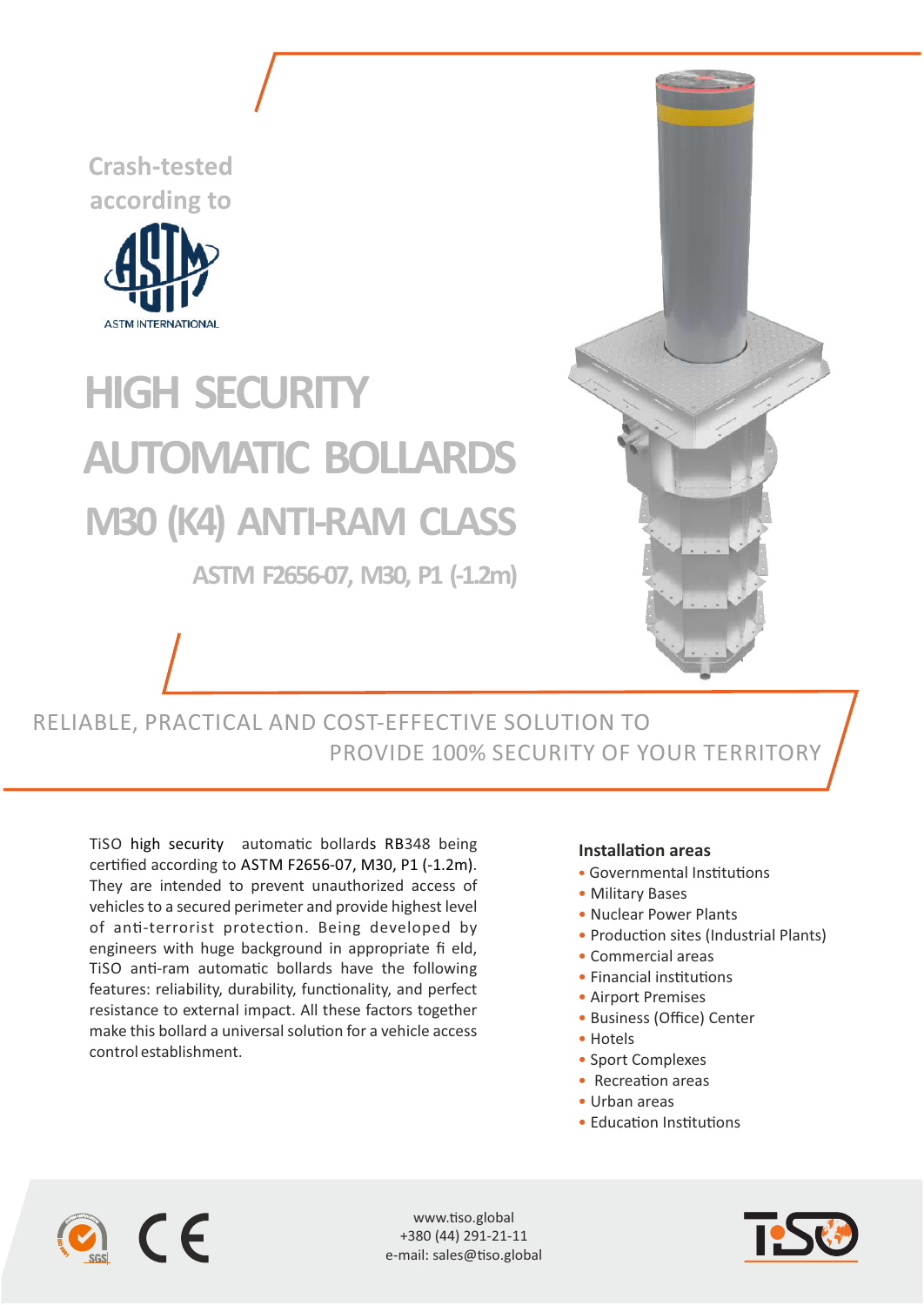Crash-tested according to

ASTM INTERNATIONAL

# HIGH SECURITY AUTOMATIC BOLLARDS M30 (K4) ANTI-RAM CLASS

## ASTM F2656-07, M30, P1 (-1.2m)

RELIABLE, PRACTICAL AND COST-EFFECTIVE SOLUTION TO PROVIDE 100% SECURITY OF YOUR TERRITORY

TiSO high security automatic bollards RB348 being certified according to ASTM F2656-07, M30, P1 (-1.2m). They are intended to prevent unauthorized access of vehicles to a secured perimeter and provide highest level of anti-terrorist protection. Being developed by engineers with huge background in appropriate fi eld, TiSO anti-ram automatic bollards have the following features: reliability, durability, functionality, and perfect resistance to external impact. All these factors together make this bollard a universal solution for a vehicle access control establishment.

**Installation areas**

- Governmental Institutions
- Military Bases
- Nuclear Power Plants
- Production sites (Industrial Plants)
- Commercial areas
- Financial institutions
- Airport Premises
- Business (Office) Center
- Hotels
- Sport Complexes
- Recreation areas
- Urban areas
- Education Institutions

www.tiso.global
+380 (44) 291-21-11
e-mail: sales@tiso.global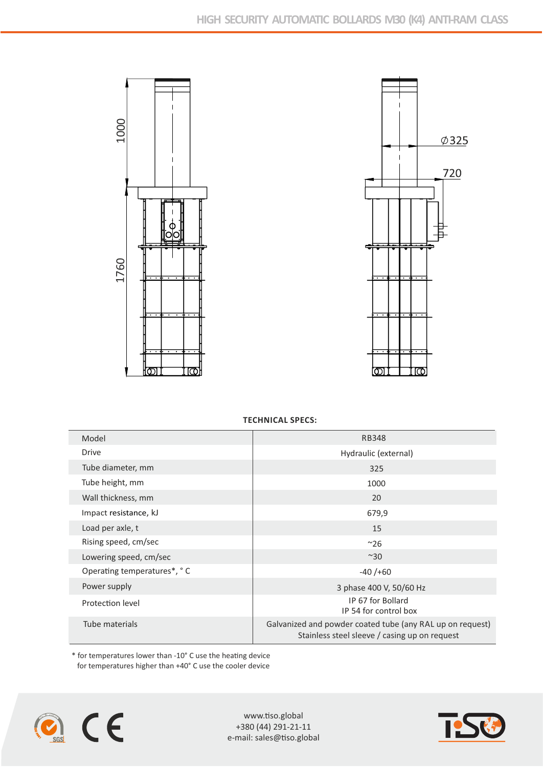**TECHNICAL SPECS:**

| Model | RB348 |
|---|---|
| Drive | Hydraulic (external) |
| Tube diameter, mm | 325 |
| Tube height, mm | 1000 |
| Wall thickness, mm | 20 |
| Impact resistance, kJ | 679,9 |
| Load per axle, t | 15 |
| Rising speed, cm/sec | ~26 |
| Lowering speed, cm/sec | ~30 |
| Operating temperatures*, ° C | -40 /+60 |
| Power supply | 3 phase 400 V, 50/60 Hz |
| Protection level | IP 67 for Bollard<br>IP 54 for control box |
| Tube materials | Galvanized and powder coated tube (any RAL up on request)<br>Stainless steel sleeve / casing up on request |

\* for temperatures lower than -10° C use the heating device
for temperatures higher than +40° C use the cooler device

www.tiso.global
+380 (44) 291-21-11
e-mail: sales@tiso.global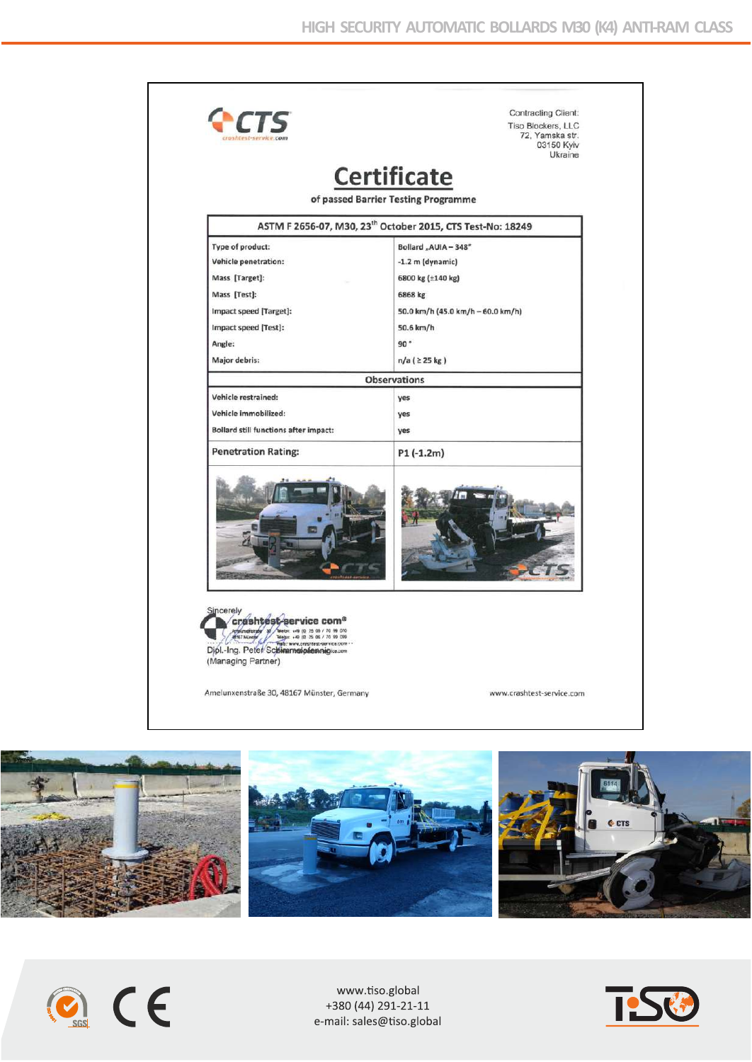Contracting Client:
Tiso Blockers, LLC
72, Yamska str.
03150 Kyiv
Ukraine

# Certificate

of passed Barrier Testing Programme

| ASTM F 2656-07, M30, 23th October 2015, CTS Test-No: 18249 | |
|---|---|
| Type of product: | Bollard „AUIA – 348" |
| Vehicle penetration: | -1.2 m (dynamic) |
| Mass [Target]: | 6800 kg (±140 kg) |
| Mass [Test]: | 6868 kg |
| Impact speed [Target]: | 50.0 km/h (45.0 km/h – 60.0 km/h) |
| Impact speed [Test]: | 50.6 km/h |
| Angle: | 90 ° |
| Major debris: | n/a ( ≥ 25 kg ) |
| **Observations** | |
| Vehicle restrained: | yes |
| Vehicle immobilized: | yes |
| Bollard still functions after impact: | yes |
| Penetration Rating: | P1 (-1.2m) |

Sincerely

Dipl.-Ing. Peter Schimmelpfennig
(Managing Partner)

Amelunxenstraße 30, 48167 Münster, Germany

www.crashtest-service.com

www.tiso.global
+380 (44) 291-21-11
e-mail: sales@tiso.global